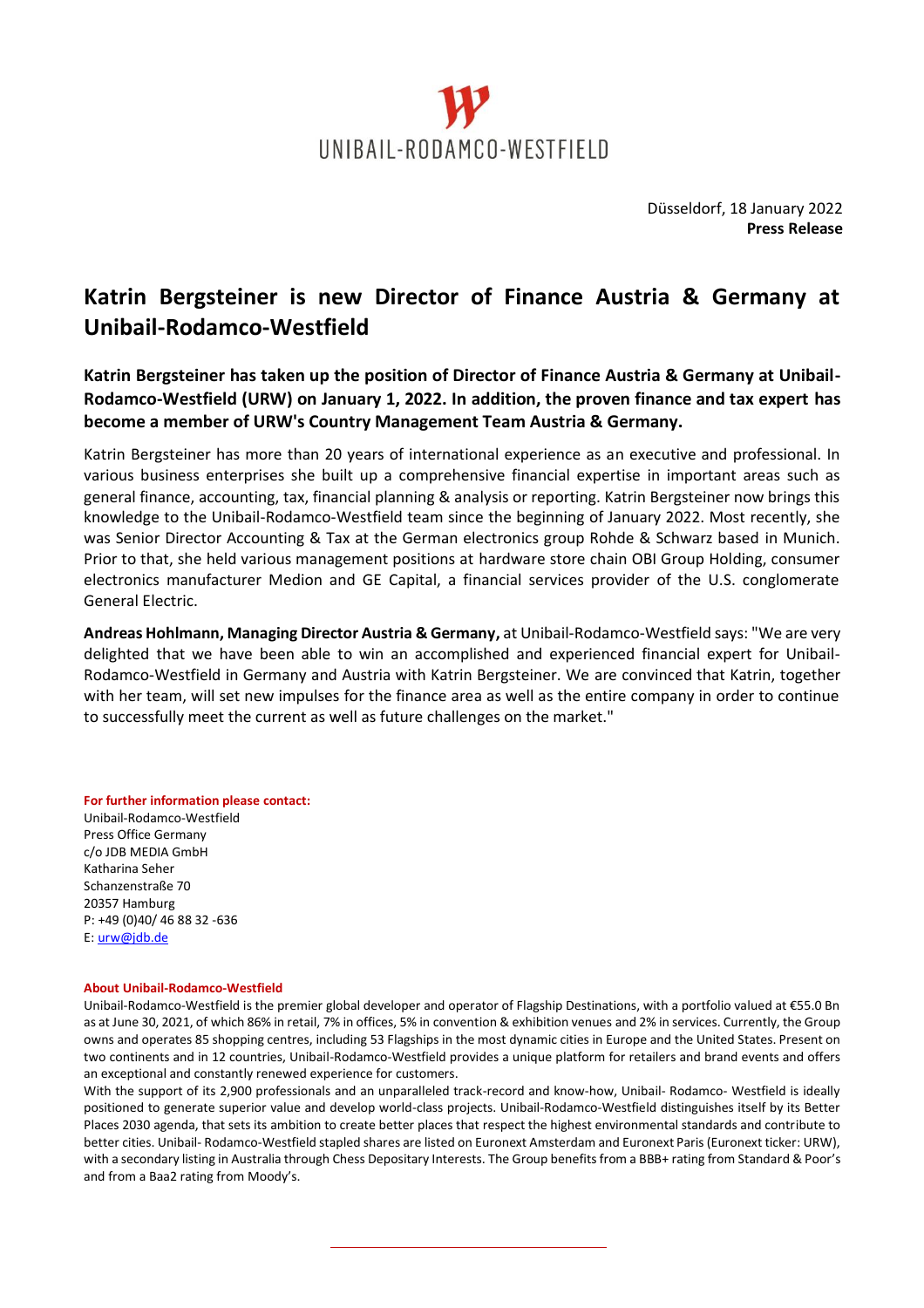UNIBAIL-RODAMCO-WESTFIELD

Düsseldorf, 18 January 2022
**Press Release**

# Katrin Bergsteiner is new Director of Finance Austria & Germany at Unibail-Rodamco-Westfield

**Katrin Bergsteiner has taken up the position of Director of Finance Austria & Germany at Unibail-Rodamco-Westfield (URW) on January 1, 2022. In addition, the proven finance and tax expert has become a member of URW's Country Management Team Austria & Germany.**

Katrin Bergsteiner has more than 20 years of international experience as an executive and professional. In various business enterprises she built up a comprehensive financial expertise in important areas such as general finance, accounting, tax, financial planning & analysis or reporting. Katrin Bergsteiner now brings this knowledge to the Unibail-Rodamco-Westfield team since the beginning of January 2022. Most recently, she was Senior Director Accounting & Tax at the German electronics group Rohde & Schwarz based in Munich. Prior to that, she held various management positions at hardware store chain OBI Group Holding, consumer electronics manufacturer Medion and GE Capital, a financial services provider of the U.S. conglomerate General Electric.

**Andreas Hohlmann, Managing Director Austria & Germany,** at Unibail-Rodamco-Westfield says: "We are very delighted that we have been able to win an accomplished and experienced financial expert for Unibail-Rodamco-Westfield in Germany and Austria with Katrin Bergsteiner. We are convinced that Katrin, together with her team, will set new impulses for the finance area as well as the entire company in order to continue to successfully meet the current as well as future challenges on the market."

**For further information please contact:**
Unibail-Rodamco-Westfield
Press Office Germany
c/o JDB MEDIA GmbH
Katharina Seher
Schanzenstraße 70
20357 Hamburg
P: +49 (0)40/ 46 88 32 -636
E: urw@jdb.de

**About Unibail-Rodamco-Westfield**

Unibail-Rodamco-Westfield is the premier global developer and operator of Flagship Destinations, with a portfolio valued at €55.0 Bn as at June 30, 2021, of which 86% in retail, 7% in offices, 5% in convention & exhibition venues and 2% in services. Currently, the Group owns and operates 85 shopping centres, including 53 Flagships in the most dynamic cities in Europe and the United States. Present on two continents and in 12 countries, Unibail-Rodamco-Westfield provides a unique platform for retailers and brand events and offers an exceptional and constantly renewed experience for customers.

With the support of its 2,900 professionals and an unparalleled track-record and know-how, Unibail- Rodamco- Westfield is ideally positioned to generate superior value and develop world-class projects. Unibail-Rodamco-Westfield distinguishes itself by its Better Places 2030 agenda, that sets its ambition to create better places that respect the highest environmental standards and contribute to better cities. Unibail- Rodamco-Westfield stapled shares are listed on Euronext Amsterdam and Euronext Paris (Euronext ticker: URW), with a secondary listing in Australia through Chess Depositary Interests. The Group benefits from a BBB+ rating from Standard & Poor's and from a Baa2 rating from Moody's.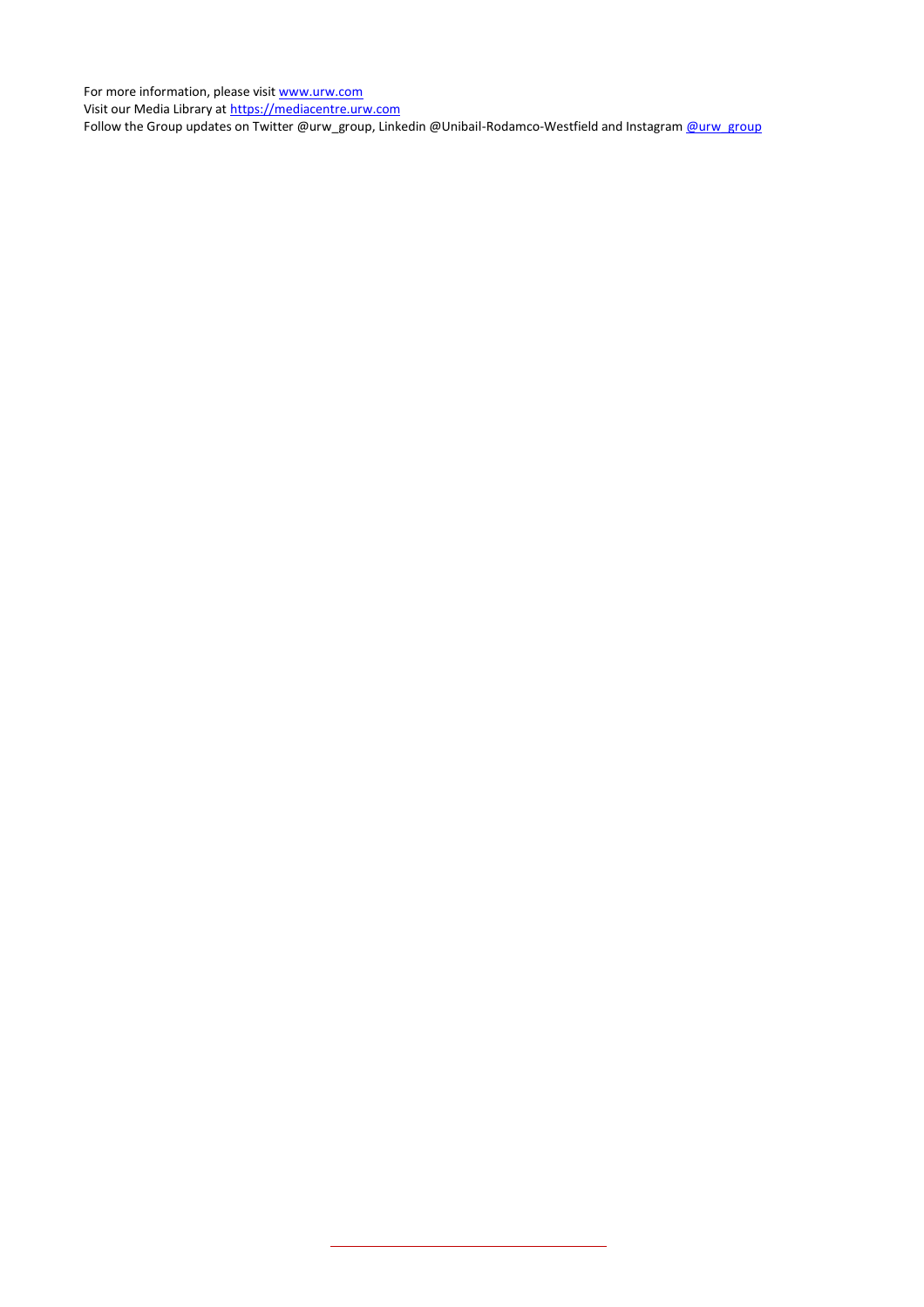For more information, please visit www.urw.com
Visit our Media Library at https://mediacentre.urw.com
Follow the Group updates on Twitter @urw_group, Linkedin @Unibail-Rodamco-Westfield and Instagram @urw_group